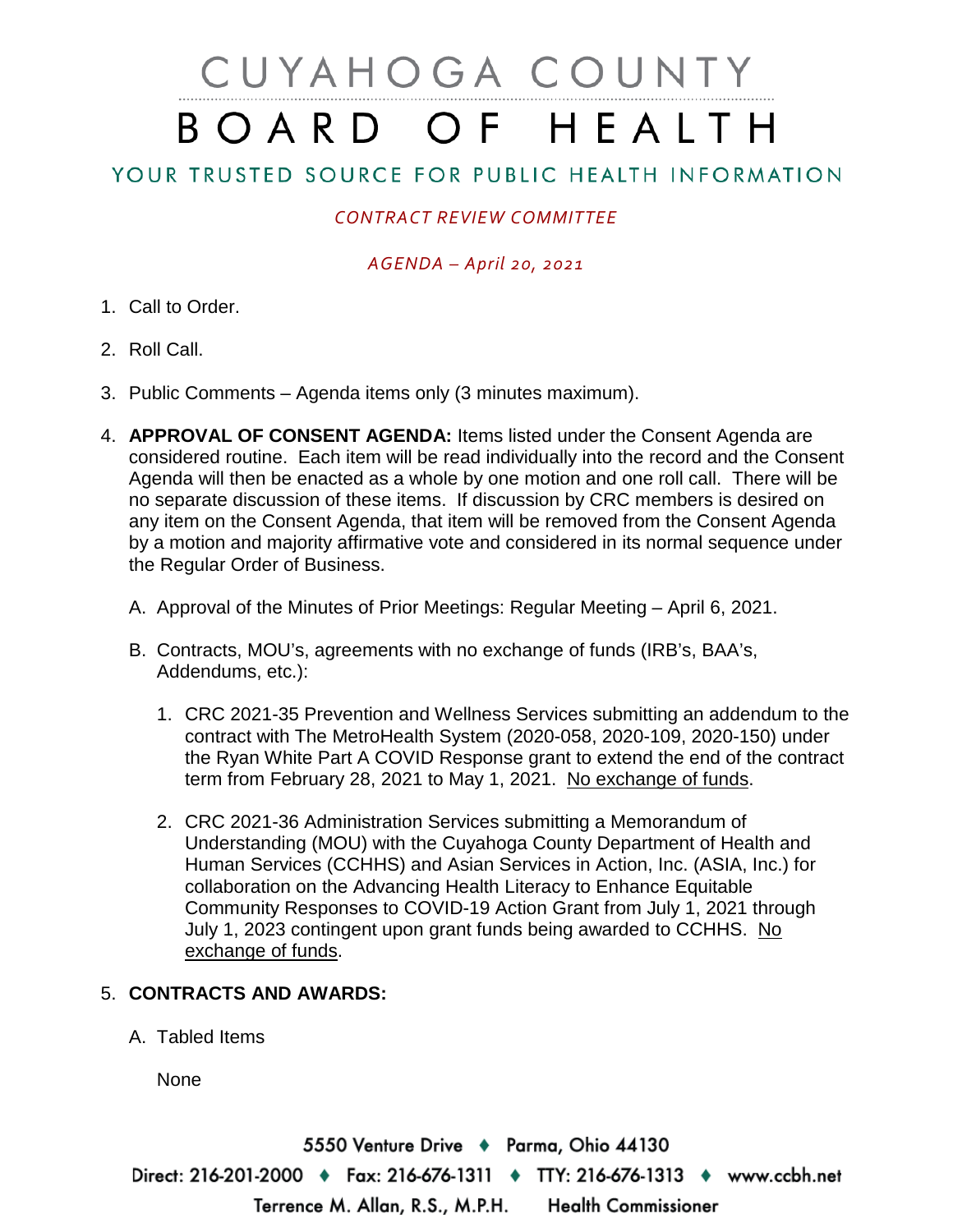# CUYAHOGA COUNTY BOARD OF HEALTH

## YOUR TRUSTED SOURCE FOR PUBLIC HEALTH INFORMATION

*CONTRACT REVIEW COMMITTEE*

*AGENDA – April 20, 2021*

1. Call to Order.

2. Roll Call.

3. Public Comments – Agenda items only (3 minutes maximum).

4. **APPROVAL OF CONSENT AGENDA:** Items listed under the Consent Agenda are considered routine. Each item will be read individually into the record and the Consent Agenda will then be enacted as a whole by one motion and one roll call. There will be no separate discussion of these items. If discussion by CRC members is desired on any item on the Consent Agenda, that item will be removed from the Consent Agenda by a motion and majority affirmative vote and considered in its normal sequence under the Regular Order of Business.

   A. Approval of the Minutes of Prior Meetings: Regular Meeting – April 6, 2021.

   B. Contracts, MOU's, agreements with no exchange of funds (IRB's, BAA's, Addendums, etc.):

      1. CRC 2021-35 Prevention and Wellness Services submitting an addendum to the contract with The MetroHealth System (2020-058, 2020-109, 2020-150) under the Ryan White Part A COVID Response grant to extend the end of the contract term from February 28, 2021 to May 1, 2021. No exchange of funds.

      2. CRC 2021-36 Administration Services submitting a Memorandum of Understanding (MOU) with the Cuyahoga County Department of Health and Human Services (CCHHS) and Asian Services in Action, Inc. (ASIA, Inc.) for collaboration on the Advancing Health Literacy to Enhance Equitable Community Responses to COVID-19 Action Grant from July 1, 2021 through July 1, 2023 contingent upon grant funds being awarded to CCHHS. No exchange of funds.

5. **CONTRACTS AND AWARDS:**

   A. Tabled Items

      None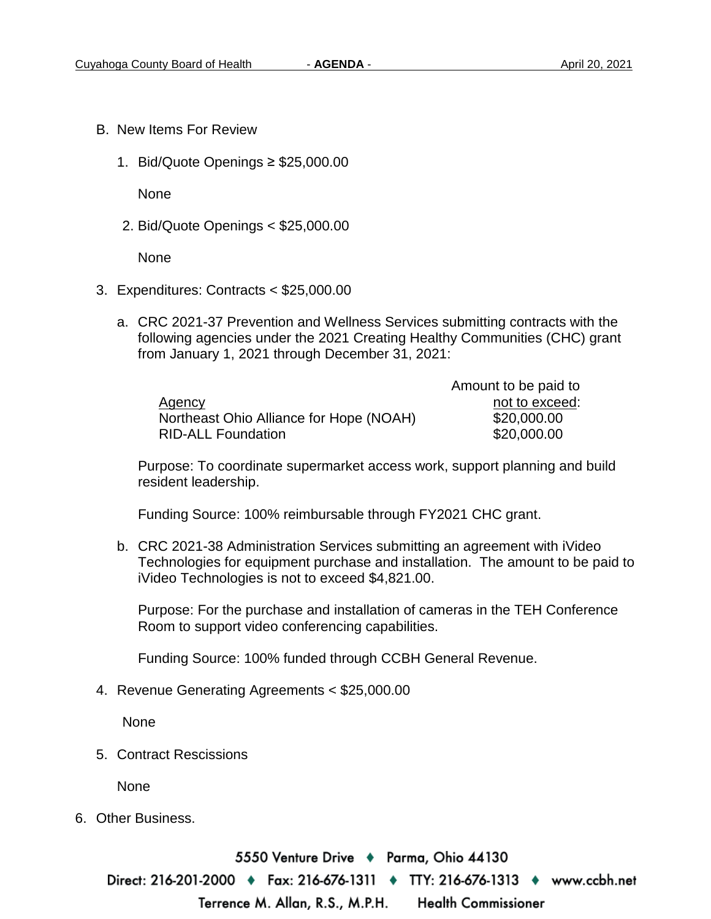B. New Items For Review

1. Bid/Quote Openings ≥ $25,000.00

   None

2. Bid/Quote Openings < $25,000.00

   None

3. Expenditures: Contracts < $25,000.00

   a. CRC 2021-37 Prevention and Wellness Services submitting contracts with the following agencies under the 2021 Creating Healthy Communities (CHC) grant from January 1, 2021 through December 31, 2021:

   | Agency | Amount to be paid to not to exceed: |
   | --- | --- |
   | Northeast Ohio Alliance for Hope (NOAH) | $20,000.00 |
   | RID-ALL Foundation | $20,000.00 |

   Purpose: To coordinate supermarket access work, support planning and build resident leadership.

   Funding Source: 100% reimbursable through FY2021 CHC grant.

   b. CRC 2021-38 Administration Services submitting an agreement with iVideo Technologies for equipment purchase and installation. The amount to be paid to iVideo Technologies is not to exceed $4,821.00.

   Purpose: For the purchase and installation of cameras in the TEH Conference Room to support video conferencing capabilities.

   Funding Source: 100% funded through CCBH General Revenue.

4. Revenue Generating Agreements < $25,000.00

   None

5. Contract Rescissions

   None

6. Other Business.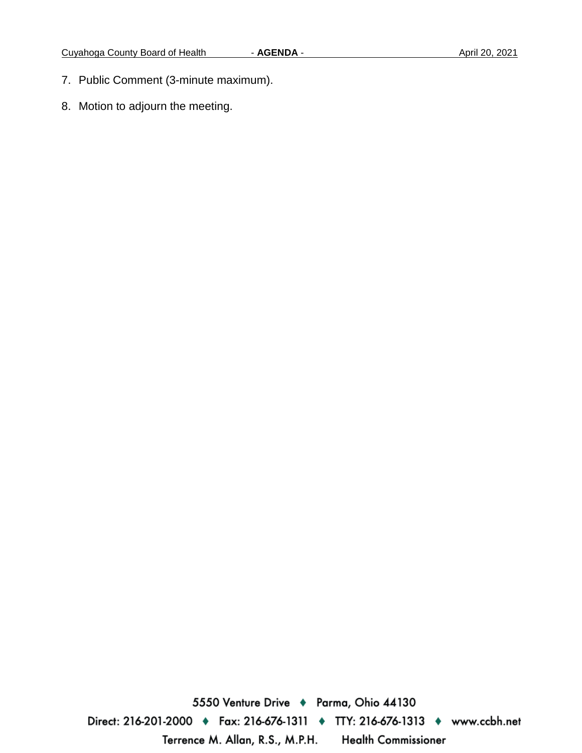7. Public Comment (3-minute maximum).

8. Motion to adjourn the meeting.